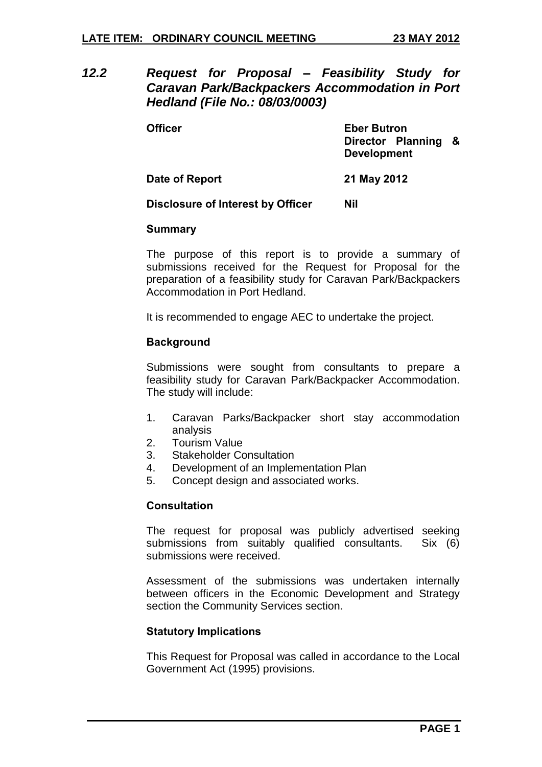## 12.2 *Request for Proposal – Feasibility Study for Caravan Park/Backpackers Accommodation in Port Hedland (File No.: 08/03/0003)*

| | |
|---|---|
| **Officer** | **Eber Butron**<br>**Director Planning & Development** |
| **Date of Report** | **21 May 2012** |
| **Disclosure of Interest by Officer** | **Nil** |

### Summary

The purpose of this report is to provide a summary of submissions received for the Request for Proposal for the preparation of a feasibility study for Caravan Park/Backpackers Accommodation in Port Hedland.

It is recommended to engage AEC to undertake the project.

### Background

Submissions were sought from consultants to prepare a feasibility study for Caravan Park/Backpacker Accommodation. The study will include:

1. Caravan Parks/Backpacker short stay accommodation analysis
2. Tourism Value
3. Stakeholder Consultation
4. Development of an Implementation Plan
5. Concept design and associated works.

### Consultation

The request for proposal was publicly advertised seeking submissions from suitably qualified consultants. Six (6) submissions were received.

Assessment of the submissions was undertaken internally between officers in the Economic Development and Strategy section the Community Services section.

### Statutory Implications

This Request for Proposal was called in accordance to the Local Government Act (1995) provisions.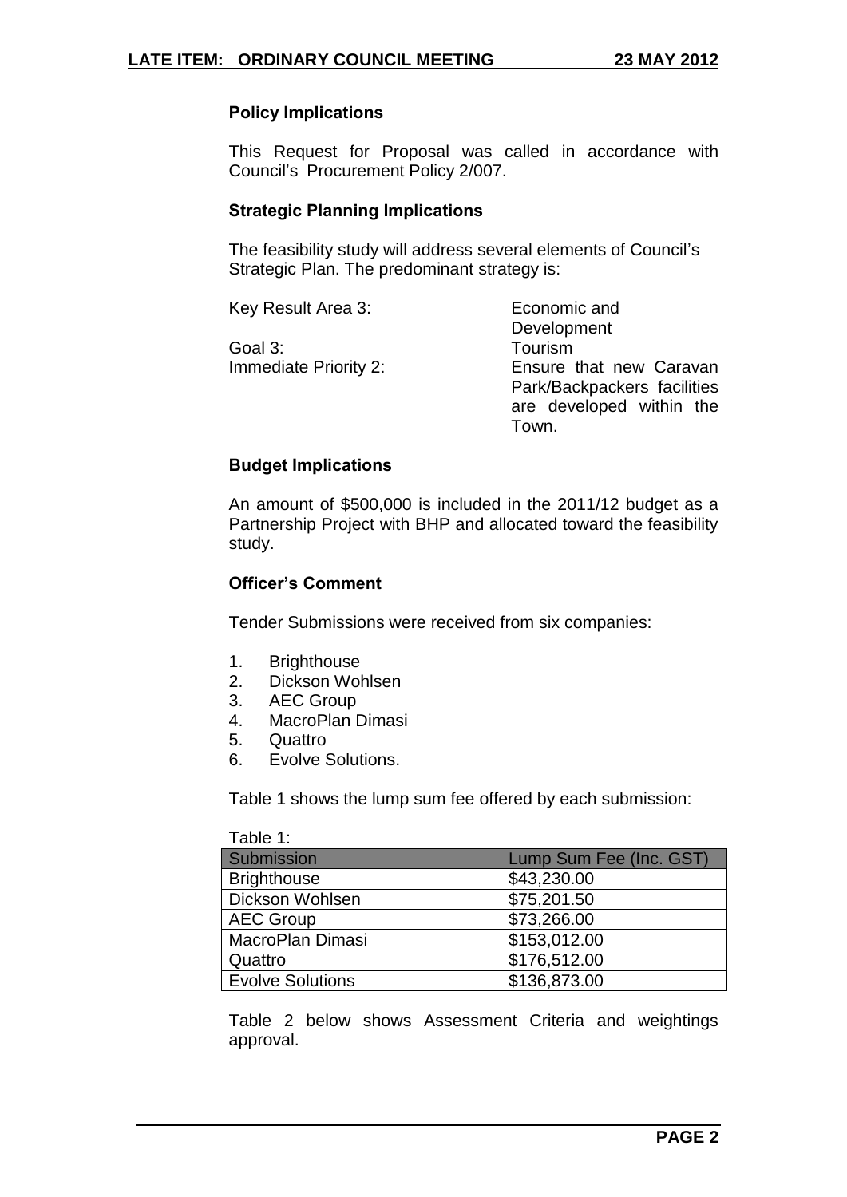### Policy Implications

This Request for Proposal was called in accordance with Council's Procurement Policy 2/007.

### Strategic Planning Implications

The feasibility study will address several elements of Council's Strategic Plan. The predominant strategy is:

| | |
|---|---|
| Key Result Area 3: | Economic and Development |
| Goal 3: | Tourism |
| Immediate Priority 2: | Ensure that new Caravan Park/Backpackers facilities are developed within the Town. |

### Budget Implications

An amount of $500,000 is included in the 2011/12 budget as a Partnership Project with BHP and allocated toward the feasibility study.

### Officer's Comment

Tender Submissions were received from six companies:

1. Brighthouse
2. Dickson Wohlsen
3. AEC Group
4. MacroPlan Dimasi
5. Quattro
6. Evolve Solutions.

Table 1 shows the lump sum fee offered by each submission:

Table 1:

| Submission | Lump Sum Fee (Inc. GST) |
|---|---|
| Brighthouse | $43,230.00 |
| Dickson Wohlsen | $75,201.50 |
| AEC Group | $73,266.00 |
| MacroPlan Dimasi | $153,012.00 |
| Quattro | $176,512.00 |
| Evolve Solutions | $136,873.00 |

Table 2 below shows Assessment Criteria and weightings approval.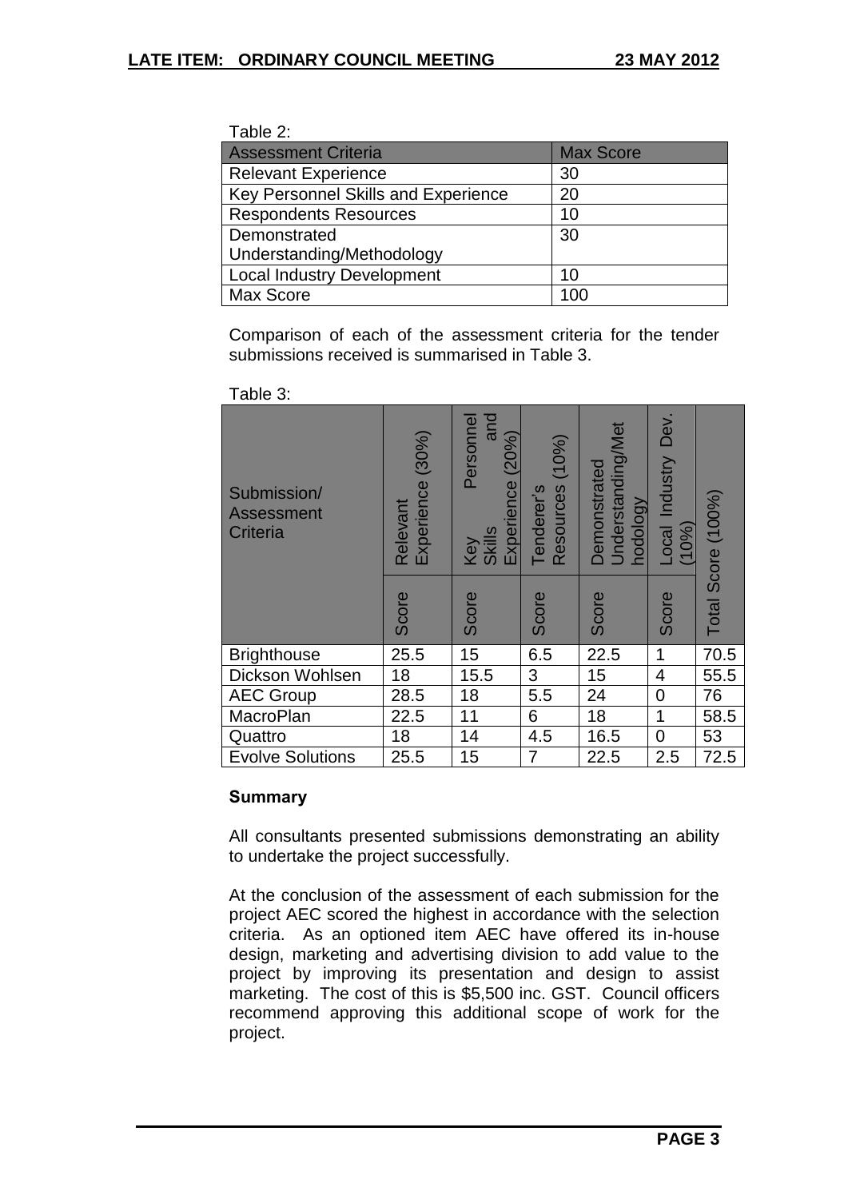Table 2:

| Assessment Criteria | Max Score |
|---|---|
| Relevant Experience | 30 |
| Key Personnel Skills and Experience | 20 |
| Respondents Resources | 10 |
| Demonstrated Understanding/Methodology | 30 |
| Local Industry Development | 10 |
| Max Score | 100 |

Comparison of each of the assessment criteria for the tender submissions received is summarised in Table 3.

Table 3:

| Submission/ Assessment Criteria | Relevant Experience (30%) | Key Personnel Skills and Experience (20%) | Tenderer's Resources (10%) | Demonstrated Understanding/Methodology | Local Industry Dev. (10%) | Total Score (100%) |
|---|---|---|---|---|---|---|
| | Score | Score | Score | Score | Score | |
| Brighthouse | 25.5 | 15 | 6.5 | 22.5 | 1 | 70.5 |
| Dickson Wohlsen | 18 | 15.5 | 3 | 15 | 4 | 55.5 |
| AEC Group | 28.5 | 18 | 5.5 | 24 | 0 | 76 |
| MacroPlan | 22.5 | 11 | 6 | 18 | 1 | 58.5 |
| Quattro | 18 | 14 | 4.5 | 16.5 | 0 | 53 |
| Evolve Solutions | 25.5 | 15 | 7 | 22.5 | 2.5 | 72.5 |

**Summary**

All consultants presented submissions demonstrating an ability to undertake the project successfully.

At the conclusion of the assessment of each submission for the project AEC scored the highest in accordance with the selection criteria. As an optioned item AEC have offered its in-house design, marketing and advertising division to add value to the project by improving its presentation and design to assist marketing. The cost of this is $5,500 inc. GST. Council officers recommend approving this additional scope of work for the project.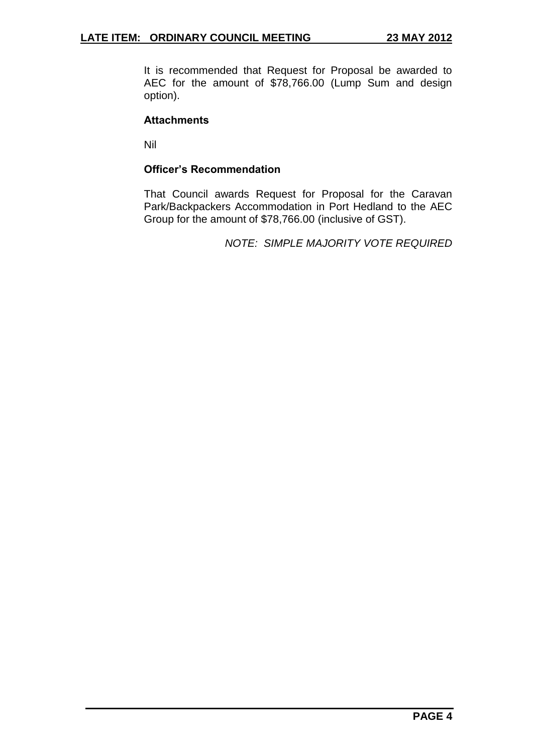It is recommended that Request for Proposal be awarded to AEC for the amount of $78,766.00 (Lump Sum and design option).

### Attachments

Nil

### Officer's Recommendation

That Council awards Request for Proposal for the Caravan Park/Backpackers Accommodation in Port Hedland to the AEC Group for the amount of $78,766.00 (inclusive of GST).

*NOTE: SIMPLE MAJORITY VOTE REQUIRED*